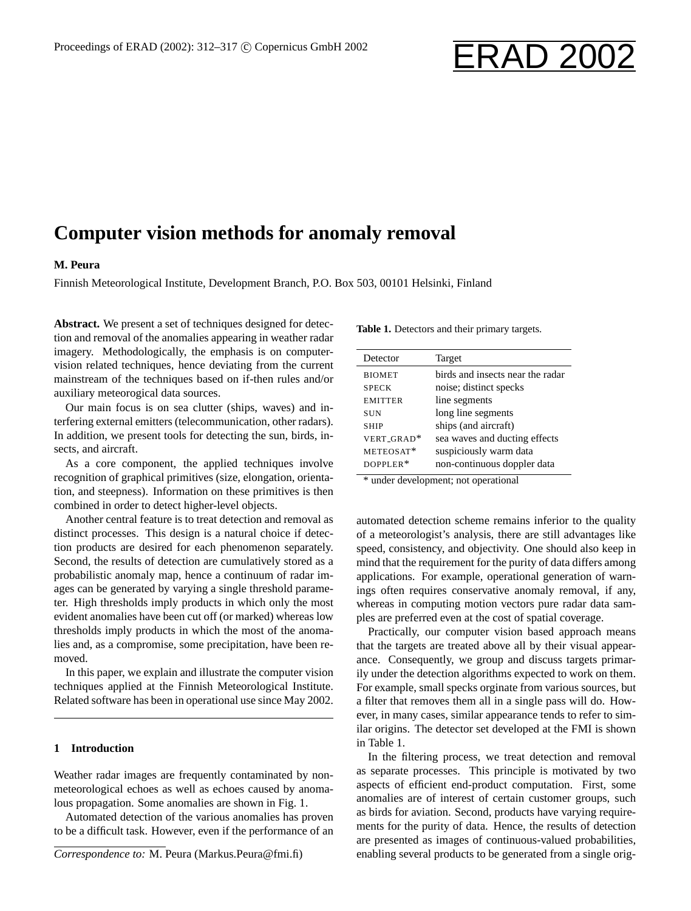# Computer vision methods for anomaly removal

**M. Peura**

Finnish Meteorological Institute, Development Branch, P.O. Box 503, 00101 Helsinki, Finland

**Abstract.** We present a set of techniques designed for detection and removal of the anomalies appearing in weather radar imagery. Methodologically, the emphasis is on computer-vision related techniques, hence deviating from the current mainstream of the techniques based on if-then rules and/or auxiliary meteorological data sources.

Our main focus is on sea clutter (ships, waves) and interfering external emitters (telecommunication, other radars). In addition, we present tools for detecting the sun, birds, insects, and aircraft.

As a core component, the applied techniques involve recognition of graphical primitives (size, elongation, orientation, and steepness). Information on these primitives is then combined in order to detect higher-level objects.

Another central feature is to treat detection and removal as distinct processes. This design is a natural choice if detection products are desired for each phenomenon separately. Second, the results of detection are cumulatively stored as a probabilistic anomaly map, hence a continuum of radar images can be generated by varying a single threshold parameter. High thresholds imply products in which only the most evident anomalies have been cut off (or marked) whereas low thresholds imply products in which the most of the anomalies and, as a compromise, some precipitation, have been removed.

In this paper, we explain and illustrate the computer vision techniques applied at the Finnish Meteorological Institute. Related software has been in operational use since May 2002.

## 1 Introduction

Weather radar images are frequently contaminated by non-meteorological echoes as well as echoes caused by anomalous propagation. Some anomalies are shown in Fig. 1.

Automated detection of the various anomalies has proven to be a difficult task. However, even if the performance of an automated detection scheme remains inferior to the quality of a meteorologist's analysis, there are still advantages like speed, consistency, and objectivity. One should also keep in mind that the requirement for the purity of data differs among applications. For example, operational generation of warnings often requires conservative anomaly removal, if any, whereas in computing motion vectors pure radar data samples are preferred even at the cost of spatial coverage.

Practically, our computer vision based approach means that the targets are treated above all by their visual appearance. Consequently, we group and discuss targets primarily under the detection algorithms expected to work on them. For example, small specks orginate from various sources, but a filter that removes them all in a single pass will do. However, in many cases, similar appearance tends to refer to similar origins. The detector set developed at the FMI is shown in Table 1.

**Table 1.** Detectors and their primary targets.

| Detector | Target |
|---|---|
| BIOMET | birds and insects near the radar |
| SPECK | noise; distinct specks |
| EMITTER | line segments |
| SUN | long line segments |
| SHIP | ships (and aircraft) |
| VERT_GRAD* | sea waves and ducting effects |
| METEOSAT* | suspiciously warm data |
| DOPPLER* | non-continuous doppler data |

\* under development; not operational

In the filtering process, we treat detection and removal as separate processes. This principle is motivated by two aspects of efficient end-product computation. First, some anomalies are of interest of certain customer groups, such as birds for aviation. Second, products have varying requirements for the purity of data. Hence, the results of detection are presented as images of continuous-valued probabilities, enabling several products to be generated from a single orig-

*Correspondence to:* M. Peura (Markus.Peura@fmi.fi)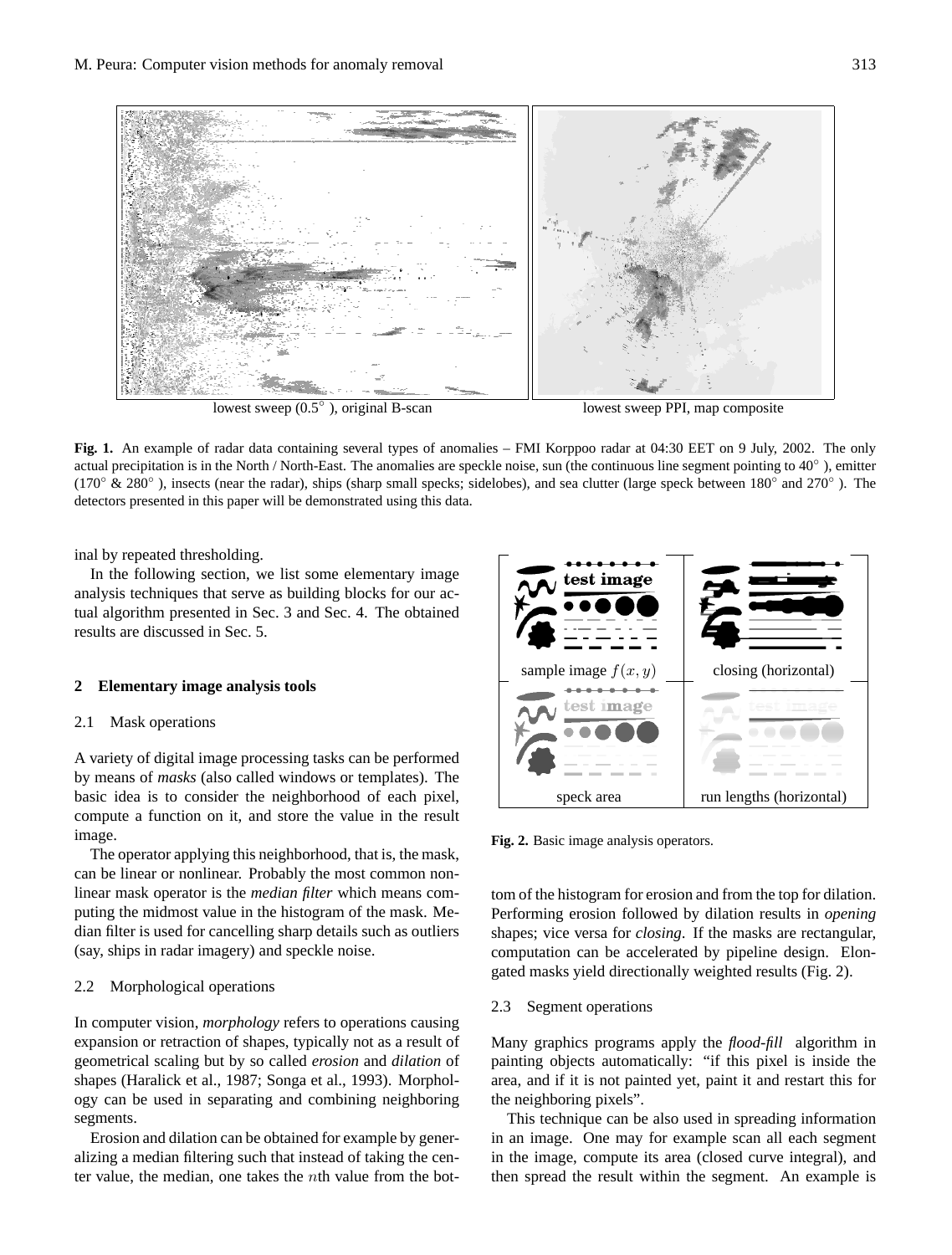lowest sweep (0.5°), original B-scan

lowest sweep PPI, map composite

**Fig. 1.** An example of radar data containing several types of anomalies – FMI Korppoo radar at 04:30 EET on 9 July, 2002. The only actual precipitation is in the North / North-East. The anomalies are speckle noise, sun (the continuous line segment pointing to 40°), emitter (170° & 280°), insects (near the radar), ships (sharp small specks; sidelobes), and sea clutter (large speck between 180° and 270°). The detectors presented in this paper will be demonstrated using this data.

inal by repeated thresholding.

In the following section, we list some elementary image analysis techniques that serve as building blocks for our actual algorithm presented in Sec. 3 and Sec. 4. The obtained results are discussed in Sec. 5.

## 2 Elementary image analysis tools

### 2.1 Mask operations

A variety of digital image processing tasks can be performed by means of *masks* (also called windows or templates). The basic idea is to consider the neighborhood of each pixel, compute a function on it, and store the value in the result image.

The operator applying this neighborhood, that is, the mask, can be linear or nonlinear. Probably the most common nonlinear mask operator is the *median filter* which means computing the midmost value in the histogram of the mask. Median filter is used for cancelling sharp details such as outliers (say, ships in radar imagery) and speckle noise.

### 2.2 Morphological operations

In computer vision, *morphology* refers to operations causing expansion or retraction of shapes, typically not as a result of geometrical scaling but by so called *erosion* and *dilation* of shapes (Haralick et al., 1987; Songa et al., 1993). Morphology can be used in separating and combining neighboring segments.

Erosion and dilation can be obtained for example by generalizing a median filtering such that instead of taking the center value, the median, one takes the $n$th value from the bottom of the histogram for erosion and from the top for dilation. Performing erosion followed by dilation results in *opening* shapes; vice versa for *closing*. If the masks are rectangular, computation can be accelerated by pipeline design. Elongated masks yield directionally weighted results (Fig. 2).

sample image $f(x, y)$

closing (horizontal)

speck area

run lengths (horizontal)

**Fig. 2.** Basic image analysis operators.

### 2.3 Segment operations

Many graphics programs apply the *flood-fill* algorithm in painting objects automatically: "if this pixel is inside the area, and if it is not painted yet, paint it and restart this for the neighboring pixels".

This technique can be also used in spreading information in an image. One may for example scan all each segment in the image, compute its area (closed curve integral), and then spread the result within the segment. An example is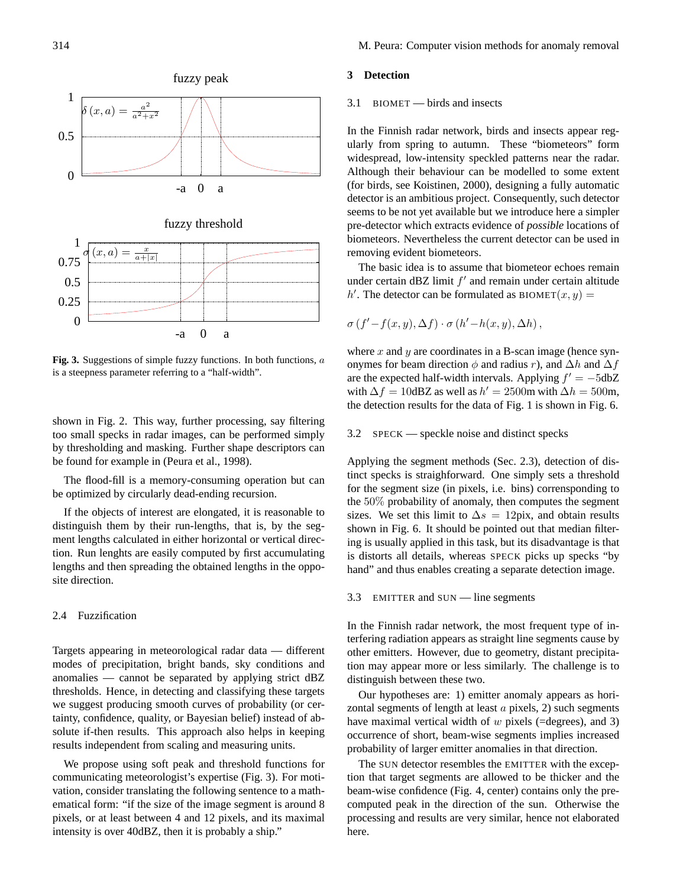fuzzy peak

$\delta(x,a) = \frac{a^2}{a^2+x^2}$

fuzzy threshold

$\sigma(x,a) = \frac{x}{a+|x|}$

**Fig. 3.** Suggestions of simple fuzzy functions. In both functions, $a$ is a steepness parameter referring to a "half-width".

shown in Fig. 2. This way, further processing, say filtering too small specks in radar images, can be performed simply by thresholding and masking. Further shape descriptors can be found for example in (Peura et al., 1998).

The flood-fill is a memory-consuming operation but can be optimized by circularly dead-ending recursion.

If the objects of interest are elongated, it is reasonable to distinguish them by their run-lengths, that is, by the segment lengths calculated in either horizontal or vertical direction. Run lenghts are easily computed by first accumulating lengths and then spreading the obtained lengths in the opposite direction.

### 2.4 Fuzzification

Targets appearing in meteorological radar data — different modes of precipitation, bright bands, sky conditions and anomalies — cannot be separated by applying strict dBZ thresholds. Hence, in detecting and classifying these targets we suggest producing smooth curves of probability (or certainty, confidence, quality, or Bayesian belief) instead of absolute if-then results. This approach also helps in keeping results independent from scaling and measuring units.

We propose using soft peak and threshold functions for communicating meteorologist's expertise (Fig. 3). For motivation, consider translating the following sentence to a mathematical form: "if the size of the image segment is around 8 pixels, or at least between 4 and 12 pixels, and its maximal intensity is over 40dBZ, then it is probably a ship."

## 3 Detection

### 3.1 BIOMET — birds and insects

In the Finnish radar network, birds and insects appear regularly from spring to autumn. These "biometeors" form widespread, low-intensity speckled patterns near the radar. Although their behaviour can be modelled to some extent (for birds, see Koistinen, 2000), designing a fully automatic detector is an ambitious project. Consequently, such detector seems to be not yet available but we introduce here a simpler pre-detector which extracts evidence of *possible* locations of biometeors. Nevertheless the current detector can be used in removing evident biometeors.

The basic idea is to assume that biometeor echoes remain under certain dBZ limit $f'$ and remain under certain altitude $h'$. The detector can be formulated as $\text{BIOMET}(x,y) =$

$$\sigma\left(f' - f(x,y), \Delta f\right) \cdot \sigma\left(h' - h(x,y), \Delta h\right),$$

where $x$ and $y$ are coordinates in a B-scan image (hence synonymes for beam direction $\phi$ and radius $r$), and $\Delta h$ and $\Delta f$ are the expected half-width intervals. Applying $f' = -5$dbZ with $\Delta f = 10$dBZ as well as $h' = 2500$m with $\Delta h = 500$m, the detection results for the data of Fig. 1 is shown in Fig. 6.

### 3.2 SPECK — speckle noise and distinct specks

Applying the segment methods (Sec. 2.3), detection of distinct specks is straighforward. One simply sets a threshold for the segment size (in pixels, i.e. bins) corrensponding to the 50% probability of anomaly, then computes the segment sizes. We set this limit to $\Delta s = 12$pix, and obtain results shown in Fig. 6. It should be pointed out that median filtering is usually applied in this task, but its disadvantage is that is distorts all details, whereas SPECK picks up specks "by hand" and thus enables creating a separate detection image.

### 3.3 EMITTER and SUN — line segments

In the Finnish radar network, the most frequent type of interfering radiation appears as straight line segments cause by other emitters. However, due to geometry, distant precipitation may appear more or less similarly. The challenge is to distinguish between these two.

Our hypotheses are: 1) emitter anomaly appears as horizontal segments of length at least $a$ pixels, 2) such segments have maximal vertical width of $w$ pixels (=degrees), and 3) occurrence of short, beam-wise segments implies increased probability of larger emitter anomalies in that direction.

The SUN detector resembles the EMITTER with the exception that target segments are allowed to be thicker and the beam-wise confidence (Fig. 4, center) contains only the precomputed peak in the direction of the sun. Otherwise the processing and results are very similar, hence not elaborated here.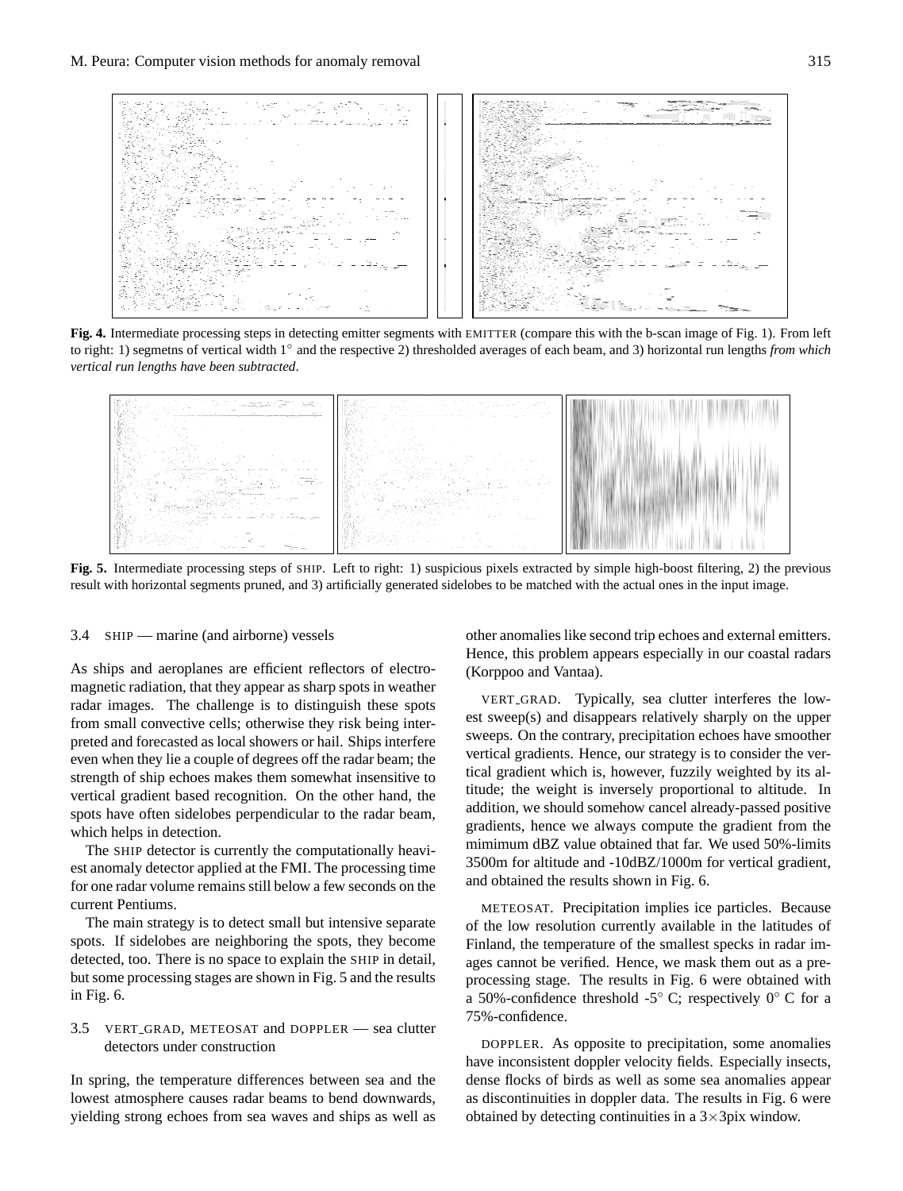**Fig. 4.** Intermediate processing steps in detecting emitter segments with EMITTER (compare this with the b-scan image of Fig. 1). From left to right: 1) segmetns of vertical width 1° and the respective 2) thresholded averages of each beam, and 3) horizontal run lengths *from which vertical run lengths have been subtracted*.

**Fig. 5.** Intermediate processing steps of SHIP. Left to right: 1) suspicious pixels extracted by simple high-boost filtering, 2) the previous result with horizontal segments pruned, and 3) artificially generated sidelobes to be matched with the actual ones in the input image.

### 3.4 SHIP — marine (and airborne) vessels

As ships and aeroplanes are efficient reflectors of electromagnetic radiation, that they appear as sharp spots in weather radar images. The challenge is to distinguish these spots from small convective cells; otherwise they risk being interpreted and forecasted as local showers or hail. Ships interfere even when they lie a couple of degrees off the radar beam; the strength of ship echoes makes them somewhat insensitive to vertical gradient based recognition. On the other hand, the spots have often sidelobes perpendicular to the radar beam, which helps in detection.

The SHIP detector is currently the computationally heaviest anomaly detector applied at the FMI. The processing time for one radar volume remains still below a few seconds on the current Pentiums.

The main strategy is to detect small but intensive separate spots. If sidelobes are neighboring the spots, they become detected, too. There is no space to explain the SHIP in detail, but some processing stages are shown in Fig. 5 and the results in Fig. 6.

### 3.5 VERT_GRAD, METEOSAT and DOPPLER — sea clutter detectors under construction

In spring, the temperature differences between sea and the lowest atmosphere causes radar beams to bend downwards, yielding strong echoes from sea waves and ships as well as other anomalies like second trip echoes and external emitters. Hence, this problem appears especially in our coastal radars (Korppoo and Vantaa).

VERT_GRAD. Typically, sea clutter interferes the lowest sweep(s) and disappears relatively sharply on the upper sweeps. On the contrary, precipitation echoes have smoother vertical gradients. Hence, our strategy is to consider the vertical gradient which is, however, fuzzily weighted by its altitude; the weight is inversely proportional to altitude. In addition, we should somehow cancel already-passed positive gradients, hence we always compute the gradient from the mimimum dBZ value obtained that far. We used 50%-limits 3500m for altitude and -10dBZ/1000m for vertical gradient, and obtained the results shown in Fig. 6.

METEOSAT. Precipitation implies ice particles. Because of the low resolution currently available in the latitudes of Finland, the temperature of the smallest specks in radar images cannot be verified. Hence, we mask them out as a preprocessing stage. The results in Fig. 6 were obtained with a 50%-confidence threshold -5° C; respectively 0° C for a 75%-confidence.

DOPPLER. As opposite to precipitation, some anomalies have inconsistent doppler velocity fields. Especially insects, dense flocks of birds as well as some sea anomalies appear as discontinuities in doppler data. The results in Fig. 6 were obtained by detecting continuities in a $3\times3$pix window.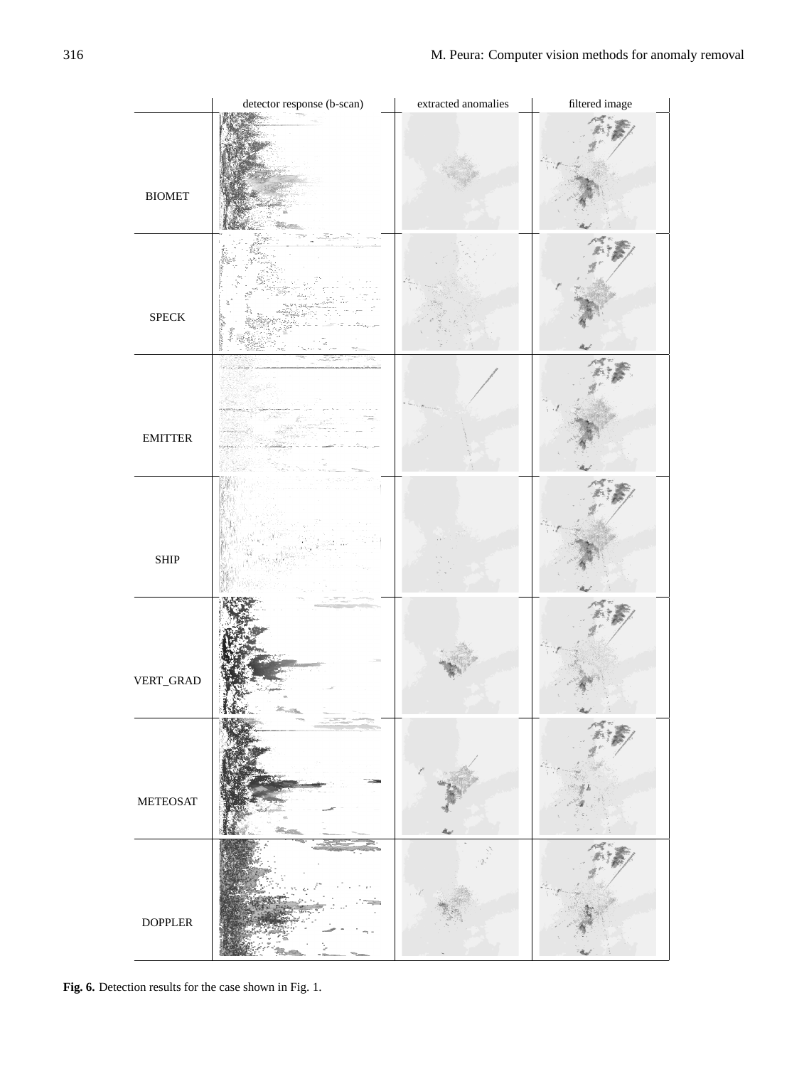| | detector response (b-scan) | extracted anomalies | filtered image |
| --- | --- | --- | --- |
| BIOMET | | | |
| SPECK | | | |
| EMITTER | | | |
| SHIP | | | |
| VERT_GRAD | | | |
| METEOSAT | | | |
| DOPPLER | | | |

**Fig. 6.** Detection results for the case shown in Fig. 1.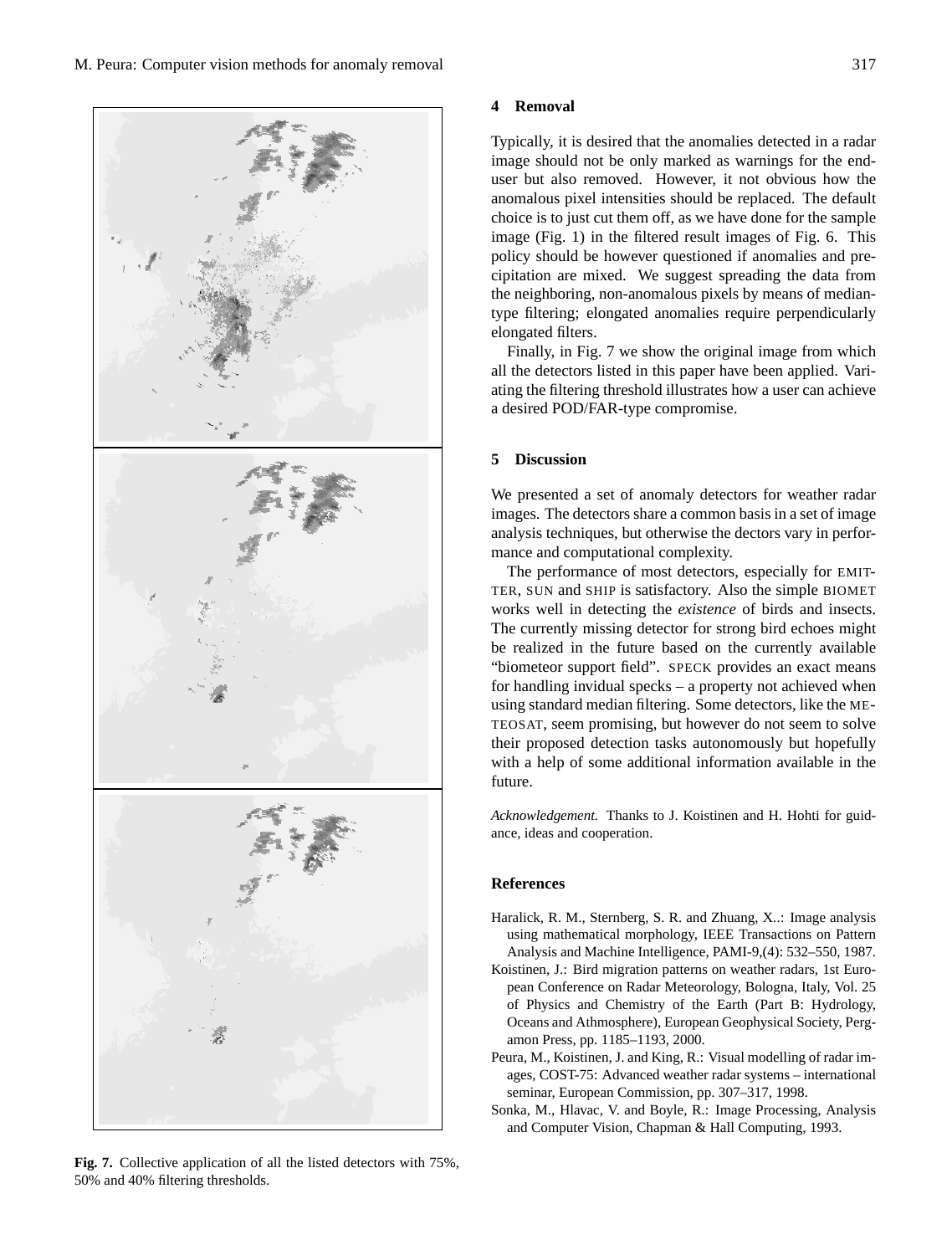Fig. 7. Collective application of all the listed detectors with 75%, 50% and 40% filtering thresholds.

## 4 Removal

Typically, it is desired that the anomalies detected in a radar image should not be only marked as warnings for the end-user but also removed. However, it not obvious how the anomalous pixel intensities should be replaced. The default choice is to just cut them off, as we have done for the sample image (Fig. 1) in the filtered result images of Fig. 6. This policy should be however questioned if anomalies and precipitation are mixed. We suggest spreading the data from the neighboring, non-anomalous pixels by means of median-type filtering; elongated anomalies require perpendicularly elongated filters.

Finally, in Fig. 7 we show the original image from which all the detectors listed in this paper have been applied. Variating the filtering threshold illustrates how a user can achieve a desired POD/FAR-type compromise.

## 5 Discussion

We presented a set of anomaly detectors for weather radar images. The detectors share a common basis in a set of image analysis techniques, but otherwise the dectors vary in performance and computational complexity.

The performance of most detectors, especially for EMITTER, SUN and SHIP is satisfactory. Also the simple BIOMET works well in detecting the *existence* of birds and insects. The currently missing detector for strong bird echoes might be realized in the future based on the currently available "biometeor support field". SPECK provides an exact means for handling invidual specks – a property not achieved when using standard median filtering. Some detectors, like the METEOSAT, seem promising, but however do not seem to solve their proposed detection tasks autonomously but hopefully with a help of some additional information available in the future.

*Acknowledgement.* Thanks to J. Koistinen and H. Hohti for guidance, ideas and cooperation.

## References

Haralick, R. M., Sternberg, S. R. and Zhuang, X..: Image analysis using mathematical morphology, IEEE Transactions on Pattern Analysis and Machine Intelligence, PAMI-9,(4): 532–550, 1987.

Koistinen, J.: Bird migration patterns on weather radars, 1st European Conference on Radar Meteorology, Bologna, Italy, Vol. 25 of Physics and Chemistry of the Earth (Part B: Hydrology, Oceans and Athmosphere), European Geophysical Society, Pergamon Press, pp. 1185–1193, 2000.

Peura, M., Koistinen, J. and King, R.: Visual modelling of radar images, COST-75: Advanced weather radar systems – international seminar, European Commission, pp. 307–317, 1998.

Sonka, M., Hlavac, V. and Boyle, R.: Image Processing, Analysis and Computer Vision, Chapman & Hall Computing, 1993.